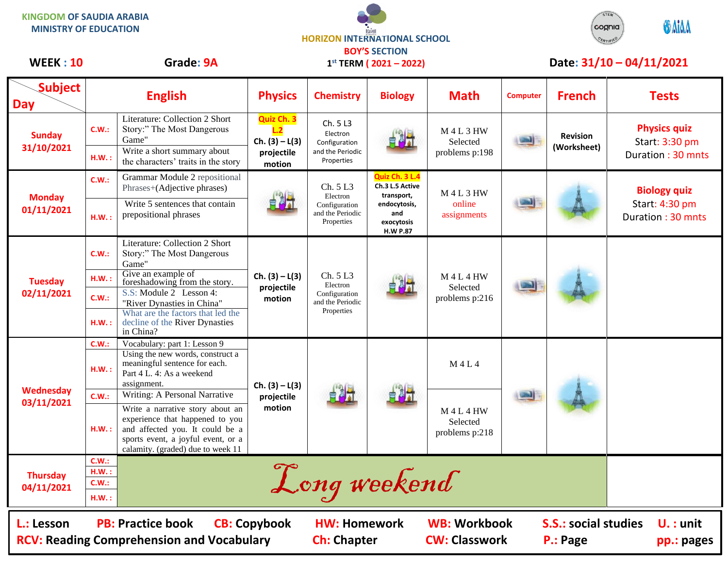KINGDOM OF SAUDIA ARABIA
MINISTRY OF EDUCATION

HORIZON INTERNATIONAL SCHOOL
BOY'S SECTION
1st TERM ( 2021 – 2022)

**WEEK : 10** **Grade: 9A** **Date: 31/10 – 04/11/2021**

| Subject / Day | | English | Physics | Chemistry | Biology | Math | Computer | French | Tests |
|---|---|---|---|---|---|---|---|---|---|
| Sunday 31/10/2021 | C.W.: | Literature: Collection 2 Short Story:" The Most Dangerous Game" | Quiz Ch. 3 L.2 Ch. (3) – L(3) projectile motion | Ch. 5 L3 Electron Configuration and the Periodic Properties | | M 4 L 3 HW Selected problems p:198 | | Revision (Worksheet) | Physics quiz Start: 3:30 pm Duration : 30 mnts |
| | H.W. : | Write a short summary about the characters' traits in the story | | | | | | | |
| Monday 01/11/2021 | C.W.: | Grammar Module 2 repositional Phrases+(Adjective phrases) | | Ch. 5 L3 Electron Configuration and the Periodic Properties | Quiz Ch. 3 L.4 Ch.3 L.5 Active transport, endocytosis, and exocytosis H.W P.87 | M 4 L 3 HW online assignments | | | Biology quiz Start: 4:30 pm Duration : 30 mnts |
| | H.W. : | Write 5 sentences that contain prepositional phrases | | | | | | | |
| Tuesday 02/11/2021 | C.W.: | Literature: Collection 2 Short Story:" The Most Dangerous Game" | Ch. (3) – L(3) projectile motion | Ch. 5 L3 Electron Configuration and the Periodic Properties | | M 4 L 4 HW Selected problems p:216 | | | |
| | H.W. : | Give an example of foreshadowing from the story. | | | | | | | |
| | C.W.: | S.S: Module 2 Lesson 4: "River Dynasties in China" | | | | | | | |
| | H.W. : | What are the factors that led the decline of the River Dynasties in China? | | | | | | | |
| Wednesday 03/11/2021 | C.W.: | Vocabulary: part 1: Lesson 9 | Ch. (3) – L(3) projectile motion | | | M 4 L 4 | | | |
| | H.W. : | Using the new words, construct a meaningful sentence for each. Part 4 L. 4: As a weekend assignment. | | | | | | | |
| | C.W.: | Writing: A Personal Narrative | | | | M 4 L 4 HW Selected problems p:218 | | | |
| | H.W. : | Write a narrative story about an experience that happened to you and affected you. It could be a sports event, a joyful event, or a calamity. (graded) due to week 11 | | | | | | | |
| Thursday 04/11/2021 | C.W.: | *Long weekend* | | | | | | | |
| | H.W. : | | | | | | | | |
| | C.W.: | | | | | | | | |
| | H.W. : | | | | | | | | |

**L.:** Lesson **PB:** Practice book **CB:** Copybook **HW:** Homework **WB:** Workbook **S.S.:** social studies **U. :** unit
**RCV:** Reading Comprehension and Vocabulary **Ch:** Chapter **CW:** Classwork **P.:** Page **pp.:** pages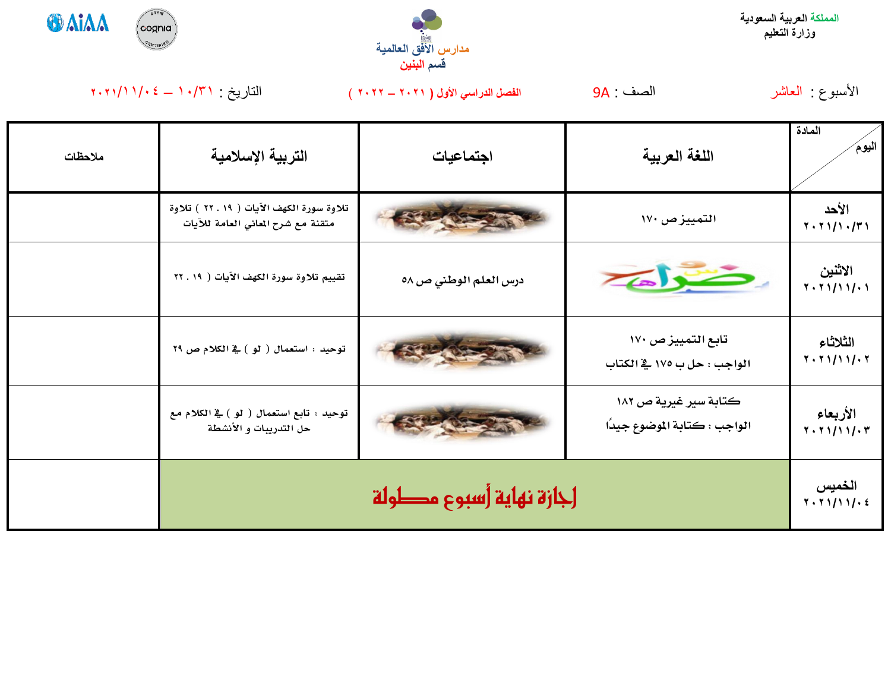المملكة العربية السعودية
وزارة التعليم

مدارس الأفق العالمية
قسم البنين

الأسبوع : العاشر | الصف : 9A | الفصل الدراسي الأول ( ٢٠٢١ – ٢٠٢٢ ) | التاريخ : ١٠/٣١ – ٢٠٢١/١١/٠٤

| اليوم / المادة | اللغة العربية | اجتماعيات | التربية الإسلامية | ملاحظات |
|---|---|---|---|---|
| الأحد ٢٠٢١/١٠/٣١ | التمييز ص ١٧٠ | | تلاوة سورة الكهف الآيات ( ١٩ . ٢٢ ) تلاوة متقنة مع شرح المعاني العامة للآيات | |
| الاثنين ٢٠٢١/١١/٠١ | | درس العلم الوطني ص ٥٨ | تقييم تلاوة سورة الكهف الآيات ( ١٩ . ٢٢ | |
| الثلاثاء ٢٠٢١/١١/٠٢ | تابع التمييز ص ١٧٠ الواجب : حل ب ص ١٧٥ في الكتاب | | توحيد : استعمال ( لو ) في الكلام ص ٢٩ | |
| الأربعاء ٢٠٢١/١١/٠٣ | كتابة سير غيرية ص ١٨٢ الواجب : كتابة الموضوع جيداً | | توحيد : تابع استعمال ( لو ) في الكلام مع حل التدريبات و الأنشطة | |
| الخميس ٢٠٢١/١١/٠٤ | إجازة نهاية أسبوع مطولة | | | |